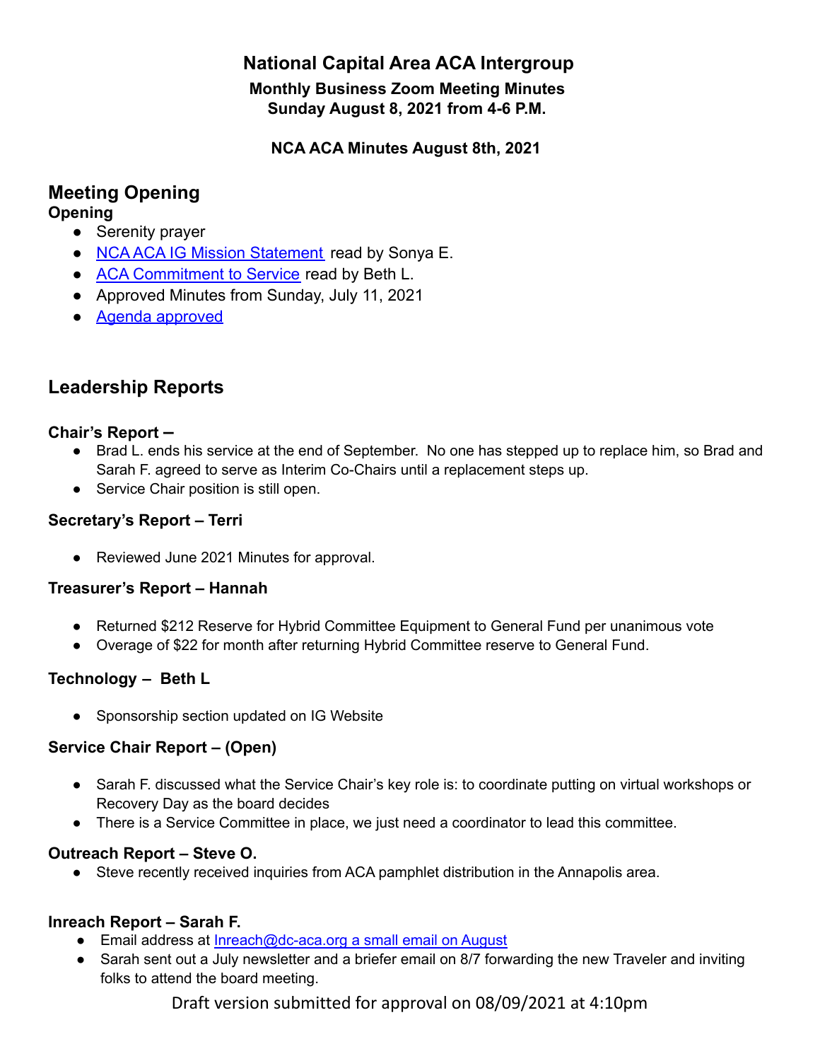# National Capital Area ACA Intergroup

**Monthly Business Zoom Meeting Minutes**
**Sunday August 8, 2021 from 4-6 P.M.**

**NCA ACA Minutes August 8th, 2021**

## Meeting Opening

### Opening

- Serenity prayer
- NCA ACA IG Mission Statement read by Sonya E.
- ACA Commitment to Service read by Beth L.
- Approved Minutes from Sunday, July 11, 2021
- Agenda approved

## Leadership Reports

### Chair's Report –

- Brad L. ends his service at the end of September. No one has stepped up to replace him, so Brad and Sarah F. agreed to serve as Interim Co-Chairs until a replacement steps up.
- Service Chair position is still open.

### Secretary's Report – Terri

- Reviewed June 2021 Minutes for approval.

### Treasurer's Report – Hannah

- Returned $212 Reserve for Hybrid Committee Equipment to General Fund per unanimous vote
- Overage of $22 for month after returning Hybrid Committee reserve to General Fund.

### Technology – Beth L

- Sponsorship section updated on IG Website

### Service Chair Report – (Open)

- Sarah F. discussed what the Service Chair's key role is: to coordinate putting on virtual workshops or Recovery Day as the board decides
- There is a Service Committee in place, we just need a coordinator to lead this committee.

### Outreach Report – Steve O.

- Steve recently received inquiries from ACA pamphlet distribution in the Annapolis area.

### Inreach Report – Sarah F.

- Email address at Inreach@dc-aca.org a small email on August
- Sarah sent out a July newsletter and a briefer email on 8/7 forwarding the new Traveler and inviting folks to attend the board meeting.

Draft version submitted for approval on 08/09/2021 at 4:10pm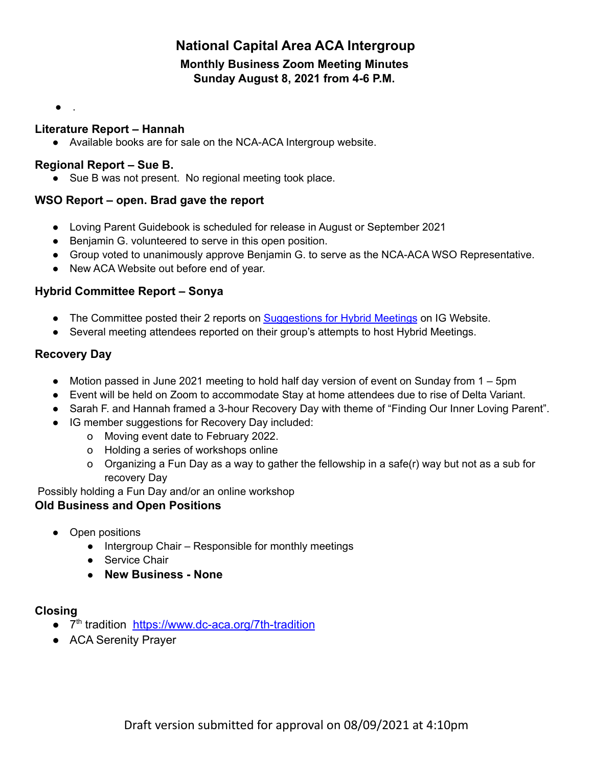# National Capital Area ACA Intergroup

**Monthly Business Zoom Meeting Minutes**
**Sunday August 8, 2021 from 4-6 P.M.**

- .

### Literature Report – Hannah

- Available books are for sale on the NCA-ACA Intergroup website.

### Regional Report – Sue B.

- Sue B was not present. No regional meeting took place.

### WSO Report – open. Brad gave the report

- Loving Parent Guidebook is scheduled for release in August or September 2021
- Benjamin G. volunteered to serve in this open position.
- Group voted to unanimously approve Benjamin G. to serve as the NCA-ACA WSO Representative.
- New ACA Website out before end of year.

### Hybrid Committee Report – Sonya

- The Committee posted their 2 reports on [Suggestions for Hybrid Meetings] on IG Website.
- Several meeting attendees reported on their group's attempts to host Hybrid Meetings.

### Recovery Day

- Motion passed in June 2021 meeting to hold half day version of event on Sunday from 1 – 5pm
- Event will be held on Zoom to accommodate Stay at home attendees due to rise of Delta Variant.
- Sarah F. and Hannah framed a 3-hour Recovery Day with theme of "Finding Our Inner Loving Parent".
- IG member suggestions for Recovery Day included:
  - Moving event date to February 2022.
  - Holding a series of workshops online
  - Organizing a Fun Day as a way to gather the fellowship in a safe(r) way but not as a sub for recovery Day

Possibly holding a Fun Day and/or an online workshop

### Old Business and Open Positions

- Open positions
  - Intergroup Chair – Responsible for monthly meetings
  - Service Chair
  - **New Business - None**

### Closing

- 7th tradition https://www.dc-aca.org/7th-tradition
- ACA Serenity Prayer

Draft version submitted for approval on 08/09/2021 at 4:10pm